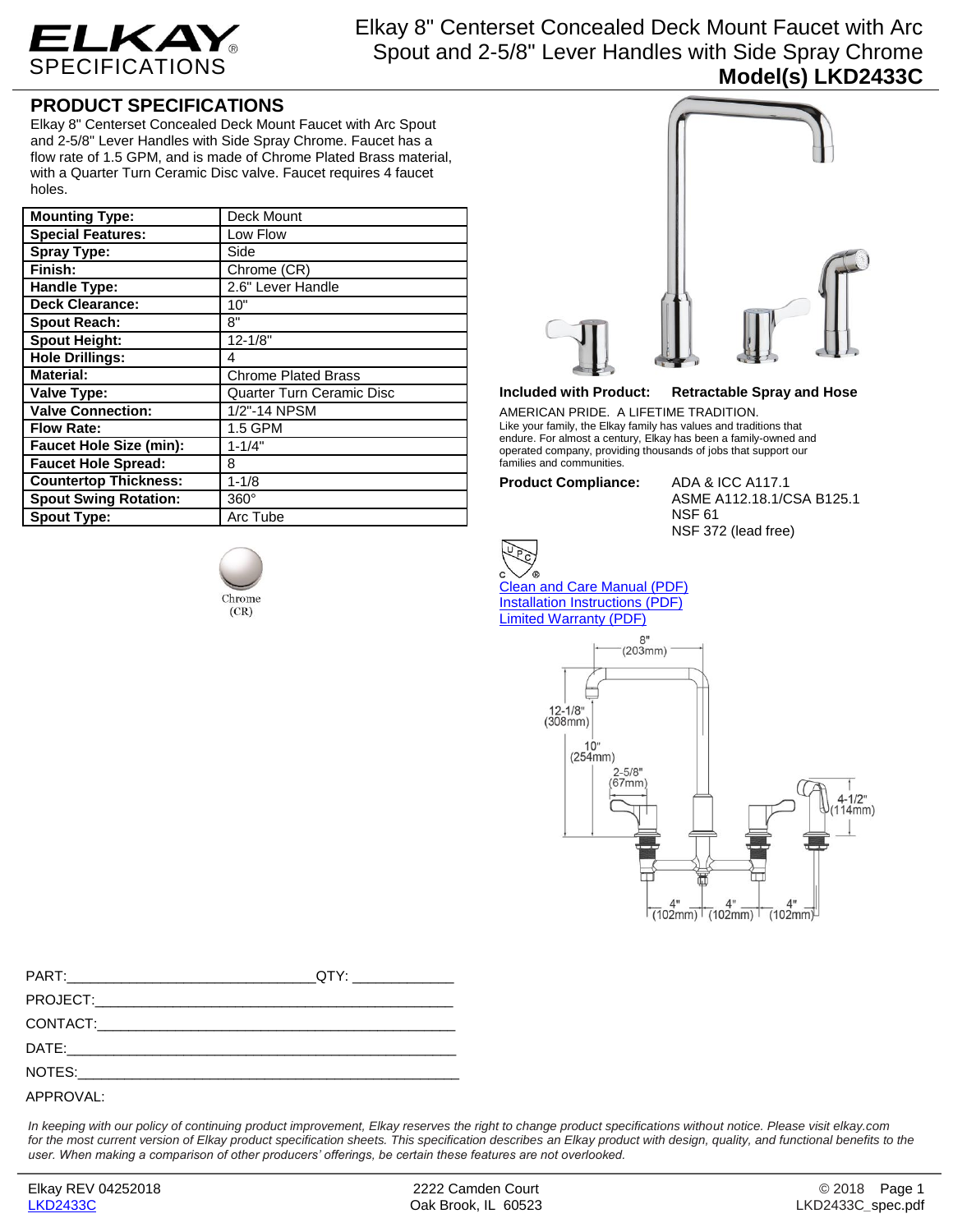# Elkay 8" Centerset Concealed Deck Mount Faucet with Arc Spout and 2-5/8" Lever Handles with Side Spray Chrome

**Model(s) LKD2433C**

## PRODUCT SPECIFICATIONS

Elkay 8" Centerset Concealed Deck Mount Faucet with Arc Spout and 2-5/8" Lever Handles with Side Spray Chrome. Faucet has a flow rate of 1.5 GPM, and is made of Chrome Plated Brass material, with a Quarter Turn Ceramic Disc valve. Faucet requires 4 faucet holes.

| Specification | Value |
|---|---|
| **Mounting Type:** | Deck Mount |
| **Special Features:** | Low Flow |
| **Spray Type:** | Side |
| **Finish:** | Chrome (CR) |
| **Handle Type:** | 2.6" Lever Handle |
| **Deck Clearance:** | 10" |
| **Spout Reach:** | 8" |
| **Spout Height:** | 12-1/8" |
| **Hole Drillings:** | 4 |
| **Material:** | Chrome Plated Brass |
| **Valve Type:** | Quarter Turn Ceramic Disc |
| **Valve Connection:** | 1/2"-14 NPSM |
| **Flow Rate:** | 1.5 GPM |
| **Faucet Hole Size (min):** | 1-1/4" |
| **Faucet Hole Spread:** | 8 |
| **Countertop Thickness:** | 1-1/8 |
| **Spout Swing Rotation:** | 360° |
| **Spout Type:** | Arc Tube |

Chrome (CR)

**Included with Product:** **Retractable Spray and Hose**

AMERICAN PRIDE. A LIFETIME TRADITION.
Like your family, the Elkay family has values and traditions that endure. For almost a century, Elkay has been a family-owned and operated company, providing thousands of jobs that support our families and communities.

**Product Compliance:**
ADA & ICC A117.1
ASME A112.18.1/CSA B125.1
NSF 61
NSF 372 (lead free)

Clean and Care Manual (PDF)
Installation Instructions (PDF)
Limited Warranty (PDF)

8" (203mm)
12-1/8" (308mm)
10" (254mm)
2-5/8" (67mm)
4-1/2" (114mm)
4" (102mm) 4" (102mm) 4" (102mm)

PART:_______________________________QTY: ____________

PROJECT:_____________________________________________

CONTACT:_____________________________________________

DATE:________________________________________________

NOTES:_______________________________________________

APPROVAL:

*In keeping with our policy of continuing product improvement, Elkay reserves the right to change product specifications without notice. Please visit elkay.com for the most current version of Elkay product specification sheets. This specification describes an Elkay product with design, quality, and functional benefits to the user. When making a comparison of other producers' offerings, be certain these features are not overlooked.*

Elkay REV 04252018
LKD2433C

2222 Camden Court
Oak Brook, IL 60523

© 2018
LKD2433C_spec.pdf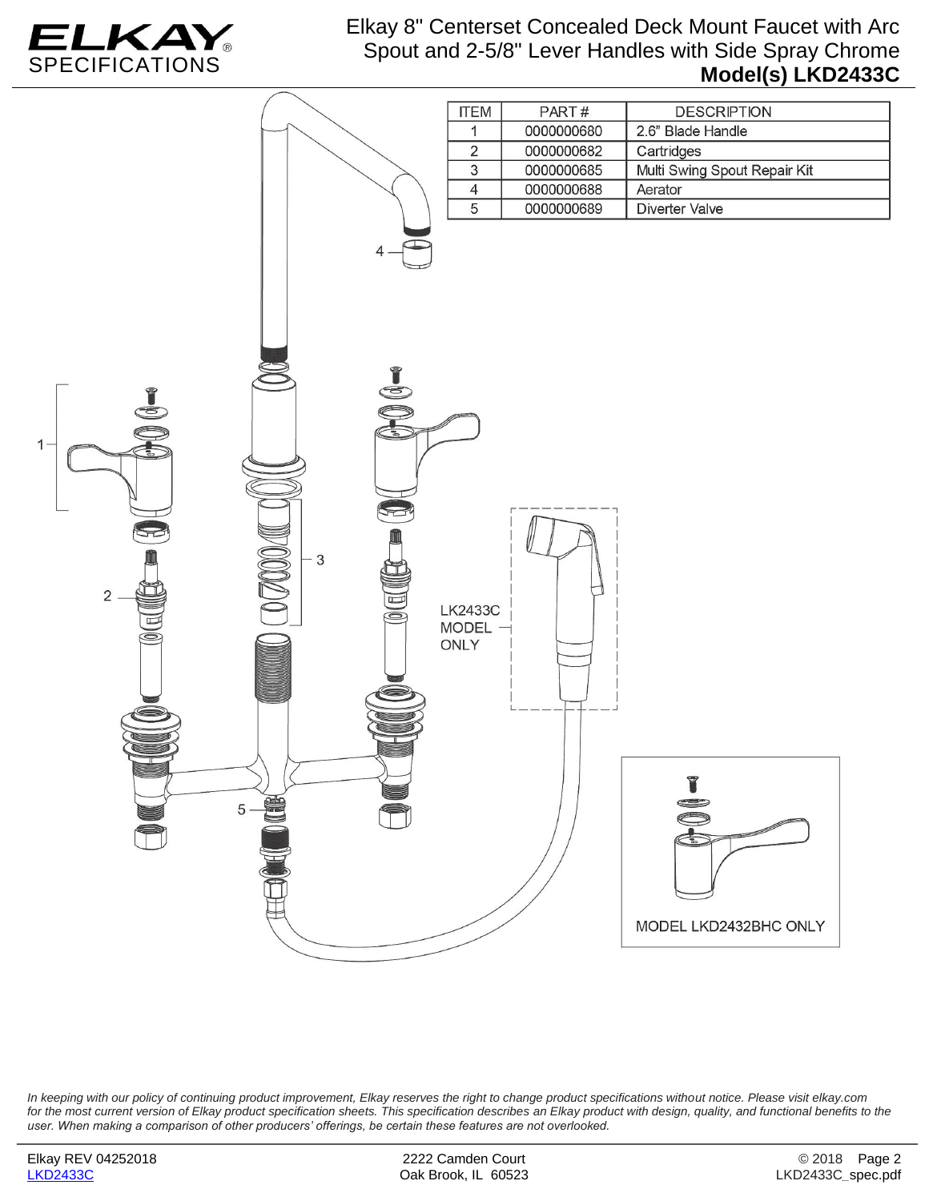# Elkay 8" Centerset Concealed Deck Mount Faucet with Arc Spout and 2-5/8" Lever Handles with Side Spray Chrome

**Model(s) LKD2433C**

| ITEM | PART # | DESCRIPTION |
|---|---|---|
| 1 | 0000000680 | 2.6" Blade Handle |
| 2 | 0000000682 | Cartridges |
| 3 | 0000000685 | Multi Swing Spout Repair Kit |
| 4 | 0000000688 | Aerator |
| 5 | 0000000689 | Diverter Valve |

LK2433C MODEL ONLY

MODEL LKD2432BHC ONLY

*In keeping with our policy of continuing product improvement, Elkay reserves the right to change product specifications without notice. Please visit elkay.com for the most current version of Elkay product specification sheets. This specification describes an Elkay product with design, quality, and functional benefits to the user. When making a comparison of other producers' offerings, be certain these features are not overlooked.*

Elkay REV 04252018
LKD2433C

2222 Camden Court
Oak Brook, IL 60523

© 2018
LKD2433C_spec.pdf